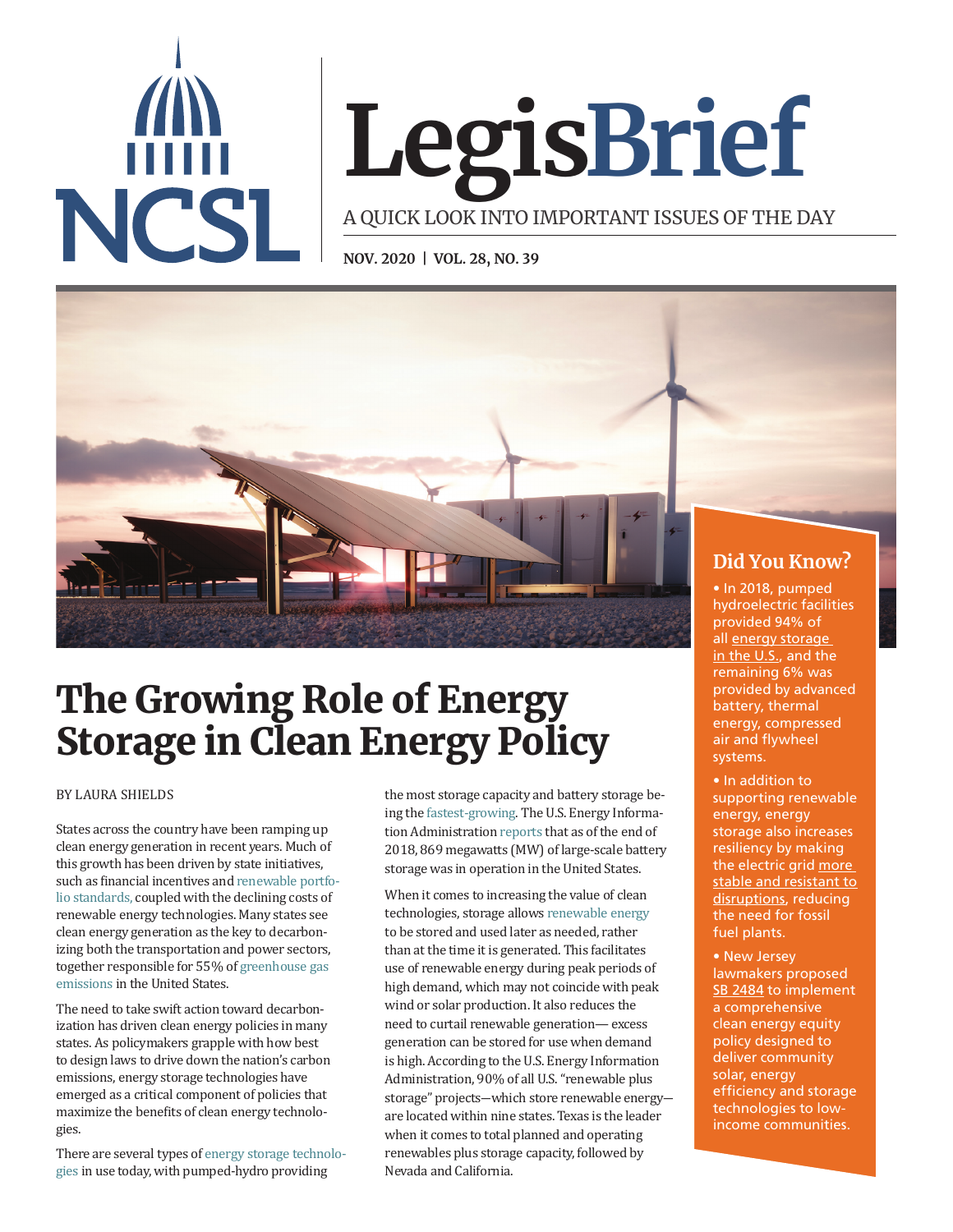# LegisBrief

A QUICK LOOK INTO IMPORTANT ISSUES OF THE DAY

NOV. 2020 | VOL. 28, NO. 39

# The Growing Role of Energy Storage in Clean Energy Policy

BY LAURA SHIELDS

States across the country have been ramping up clean energy generation in recent years. Much of this growth has been driven by state initiatives, such as financial incentives and renewable portfolio standards, coupled with the declining costs of renewable energy technologies. Many states see clean energy generation as the key to decarbonizing both the transportation and power sectors, together responsible for 55% of greenhouse gas emissions in the United States.

The need to take swift action toward decarbonization has driven clean energy policies in many states. As policymakers grapple with how best to design laws to drive down the nation's carbon emissions, energy storage technologies have emerged as a critical component of policies that maximize the benefits of clean energy technologies.

There are several types of energy storage technologies in use today, with pumped-hydro providing the most storage capacity and battery storage being the fastest-growing. The U.S. Energy Information Administration reports that as of the end of 2018, 869 megawatts (MW) of large-scale battery storage was in operation in the United States.

When it comes to increasing the value of clean technologies, storage allows renewable energy to be stored and used later as needed, rather than at the time it is generated. This facilitates use of renewable energy during peak periods of high demand, which may not coincide with peak wind or solar production. It also reduces the need to curtail renewable generation— excess generation can be stored for use when demand is high. According to the U.S. Energy Information Administration, 90% of all U.S. "renewable plus storage" projects—which store renewable energy—are located within nine states. Texas is the leader when it comes to total planned and operating renewables plus storage capacity, followed by Nevada and California.

## Did You Know?

- In 2018, pumped hydroelectric facilities provided 94% of all energy storage in the U.S., and the remaining 6% was provided by advanced battery, thermal energy, compressed air and flywheel systems.
- In addition to supporting renewable energy, energy storage also increases resiliency by making the electric grid more stable and resistant to disruptions, reducing the need for fossil fuel plants.
- New Jersey lawmakers proposed SB 2484 to implement a comprehensive clean energy equity policy designed to deliver community solar, energy efficiency and storage technologies to low-income communities.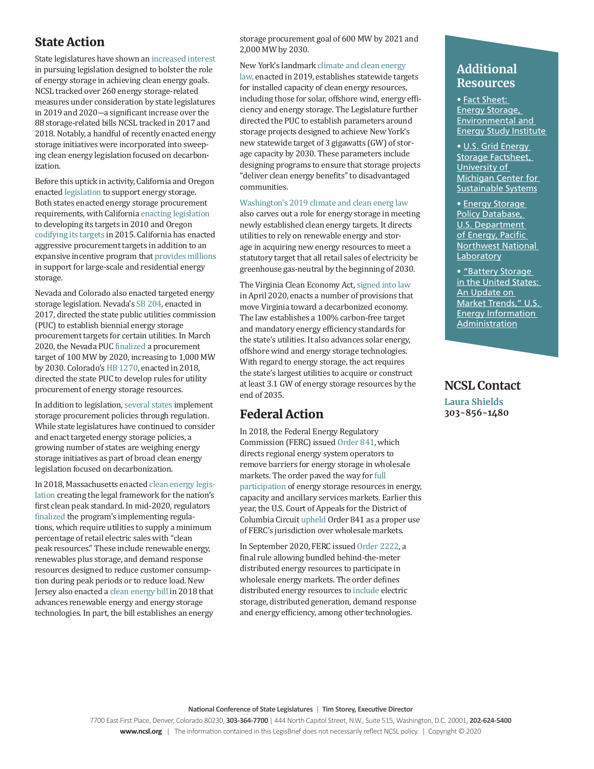## State Action

State legislatures have shown an increased interest in pursuing legislation designed to bolster the role of energy storage in achieving clean energy goals. NCSL tracked over 260 energy storage-related measures under consideration by state legislatures in 2019 and 2020—a significant increase over the 88 storage-related bills NCSL tracked in 2017 and 2018. Notably, a handful of recently enacted energy storage initiatives were incorporated into sweeping clean energy legislation focused on decarbonization.

Before this uptick in activity, California and Oregon enacted legislation to support energy storage. Both states enacted energy storage procurement requirements, with California enacting legislation to developing its targets in 2010 and Oregon codifying its targets in 2015. California has enacted aggressive procurement targets in addition to an expansive incentive program that provides millions in support for large-scale and residential energy storage.

Nevada and Colorado also enacted targeted energy storage legislation. Nevada's SB 204, enacted in 2017, directed the state public utilities commission (PUC) to establish biennial energy storage procurement targets for certain utilities. In March 2020, the Nevada PUC finalized a procurement target of 100 MW by 2020, increasing to 1,000 MW by 2030. Colorado's HB 1270, enacted in 2018, directed the state PUC to develop rules for utility procurement of energy storage resources.

In addition to legislation, several states implement storage procurement policies through regulation. While state legislatures have continued to consider and enact targeted energy storage policies, a growing number of states are weighing energy storage initiatives as part of broad clean energy legislation focused on decarbonization.

In 2018, Massachusetts enacted clean energy legislation creating the legal framework for the nation's first clean peak standard. In mid-2020, regulators finalized the program's implementing regulations, which require utilities to supply a minimum percentage of retail electric sales with "clean peak resources." These include renewable energy, renewables plus storage, and demand response resources designed to reduce customer consumption during peak periods or to reduce load. New Jersey also enacted a clean energy bill in 2018 that advances renewable energy and energy storage technologies. In part, the bill establishes an energy storage procurement goal of 600 MW by 2021 and 2,000 MW by 2030.

New York's landmark climate and clean energy law, enacted in 2019, establishes statewide targets for installed capacity of clean energy resources, including those for solar, offshore wind, energy efficiency and energy storage. The Legislature further directed the PUC to establish parameters around storage projects designed to achieve New York's new statewide target of 3 gigawatts (GW) of storage capacity by 2030. These parameters include designing programs to ensure that storage projects "deliver clean energy benefits" to disadvantaged communities.

Washington's 2019 climate and clean energ law also carves out a role for energy storage in meeting newly established clean energy targets. It directs utilities to rely on renewable energy and storage in acquiring new energy resources to meet a statutory target that all retail sales of electricity be greenhouse gas-neutral by the beginning of 2030.

The Virginia Clean Economy Act, signed into law in April 2020, enacts a number of provisions that move Virginia toward a decarbonized economy. The law establishes a 100% carbon-free target and mandatory energy efficiency standards for the state's utilities. It also advances solar energy, offshore wind and energy storage technologies. With regard to energy storage, the act requires the state's largest utilities to acquire or construct at least 3.1 GW of energy storage resources by the end of 2035.

## Federal Action

In 2018, the Federal Energy Regulatory Commission (FERC) issued Order 841, which directs regional energy system operators to remove barriers for energy storage in wholesale markets. The order paved the way for full participation of energy storage resources in energy, capacity and ancillary services markets. Earlier this year, the U.S. Court of Appeals for the District of Columbia Circuit upheld Order 841 as a proper use of FERC's jurisdiction over wholesale markets.

In September 2020, FERC issued Order 2222, a final rule allowing bundled behind-the-meter distributed energy resources to participate in wholesale energy markets. The order defines distributed energy resources to include electric storage, distributed generation, demand response and energy efficiency, among other technologies.

## Additional Resources

- Fact Sheet: Energy Storage, Environmental and Energy Study Institute
- U.S. Grid Energy Storage Factsheet, University of Michigan Center for Sustainable Systems
- Energy Storage Policy Database, U.S. Department of Energy, Pacific Northwest National Laboratory
- "Battery Storage in the United States: An Update on Market Trends," U.S. Energy Information Administration

## NCSL Contact

**Laura Shields**
**303-856-1480**

**National Conference of State Legislatures** | **Tim Storey, Executive Director**

7700 East First Place, Denver, Colorado 80230, **303-364-7700** | 444 North Capitol Street, N.W., Suite 515, Washington, D.C. 20001, **202-624-5400**

**www.ncsl.org** | The information contained in this LegisBrief does not necessarily reflect NCSL policy. | Copyright © 2020